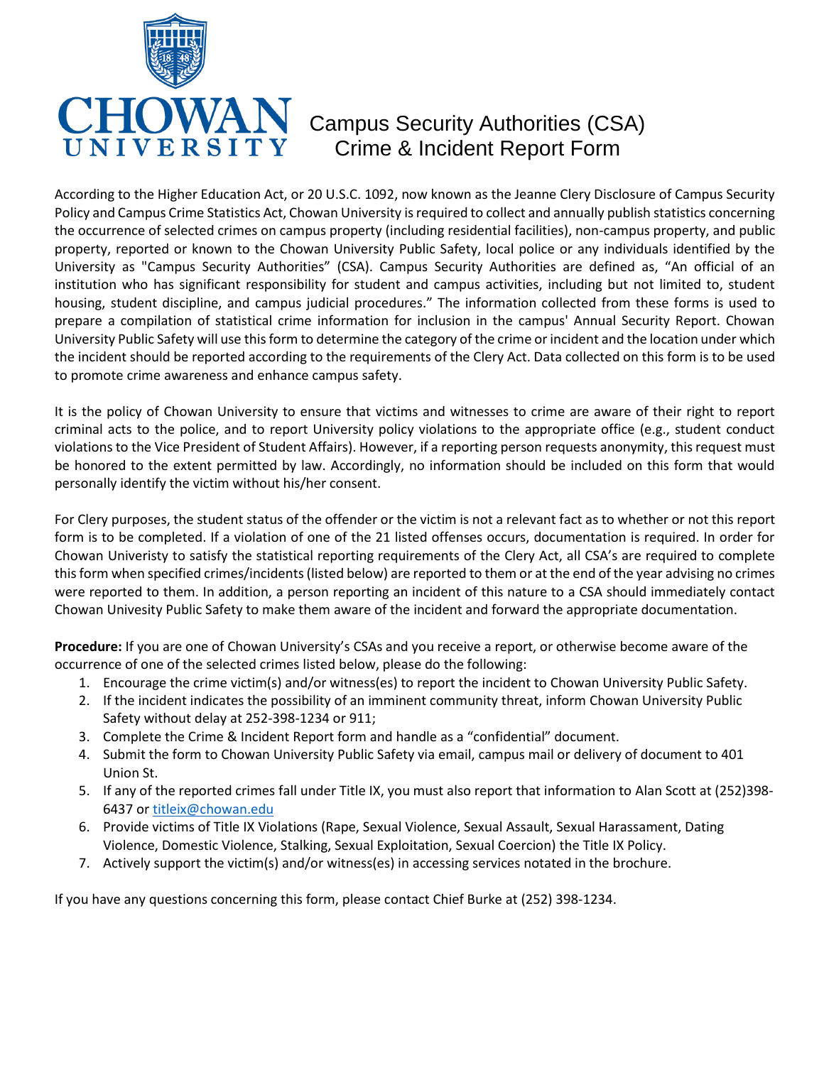# CHOWAN UNIVERSITY

# Campus Security Authorities (CSA) Crime & Incident Report Form

According to the Higher Education Act, or 20 U.S.C. 1092, now known as the Jeanne Clery Disclosure of Campus Security Policy and Campus Crime Statistics Act, Chowan University is required to collect and annually publish statistics concerning the occurrence of selected crimes on campus property (including residential facilities), non-campus property, and public property, reported or known to the Chowan University Public Safety, local police or any individuals identified by the University as "Campus Security Authorities" (CSA). Campus Security Authorities are defined as, "An official of an institution who has significant responsibility for student and campus activities, including but not limited to, student housing, student discipline, and campus judicial procedures." The information collected from these forms is used to prepare a compilation of statistical crime information for inclusion in the campus' Annual Security Report. Chowan University Public Safety will use this form to determine the category of the crime or incident and the location under which the incident should be reported according to the requirements of the Clery Act. Data collected on this form is to be used to promote crime awareness and enhance campus safety.

It is the policy of Chowan University to ensure that victims and witnesses to crime are aware of their right to report criminal acts to the police, and to report University policy violations to the appropriate office (e.g., student conduct violations to the Vice President of Student Affairs). However, if a reporting person requests anonymity, this request must be honored to the extent permitted by law. Accordingly, no information should be included on this form that would personally identify the victim without his/her consent.

For Clery purposes, the student status of the offender or the victim is not a relevant fact as to whether or not this report form is to be completed. If a violation of one of the 21 listed offenses occurs, documentation is required. In order for Chowan Univeristy to satisfy the statistical reporting requirements of the Clery Act, all CSA's are required to complete this form when specified crimes/incidents (listed below) are reported to them or at the end of the year advising no crimes were reported to them. In addition, a person reporting an incident of this nature to a CSA should immediately contact Chowan Univesity Public Safety to make them aware of the incident and forward the appropriate documentation.

**Procedure:** If you are one of Chowan University's CSAs and you receive a report, or otherwise become aware of the occurrence of one of the selected crimes listed below, please do the following:

1. Encourage the crime victim(s) and/or witness(es) to report the incident to Chowan University Public Safety.
2. If the incident indicates the possibility of an imminent community threat, inform Chowan University Public Safety without delay at 252-398-1234 or 911;
3. Complete the Crime & Incident Report form and handle as a "confidential" document.
4. Submit the form to Chowan University Public Safety via email, campus mail or delivery of document to 401 Union St.
5. If any of the reported crimes fall under Title IX, you must also report that information to Alan Scott at (252)398-6437 or titleix@chowan.edu
6. Provide victims of Title IX Violations (Rape, Sexual Violence, Sexual Assault, Sexual Harassament, Dating Violence, Domestic Violence, Stalking, Sexual Exploitation, Sexual Coercion) the Title IX Policy.
7. Actively support the victim(s) and/or witness(es) in accessing services notated in the brochure.

If you have any questions concerning this form, please contact Chief Burke at (252) 398-1234.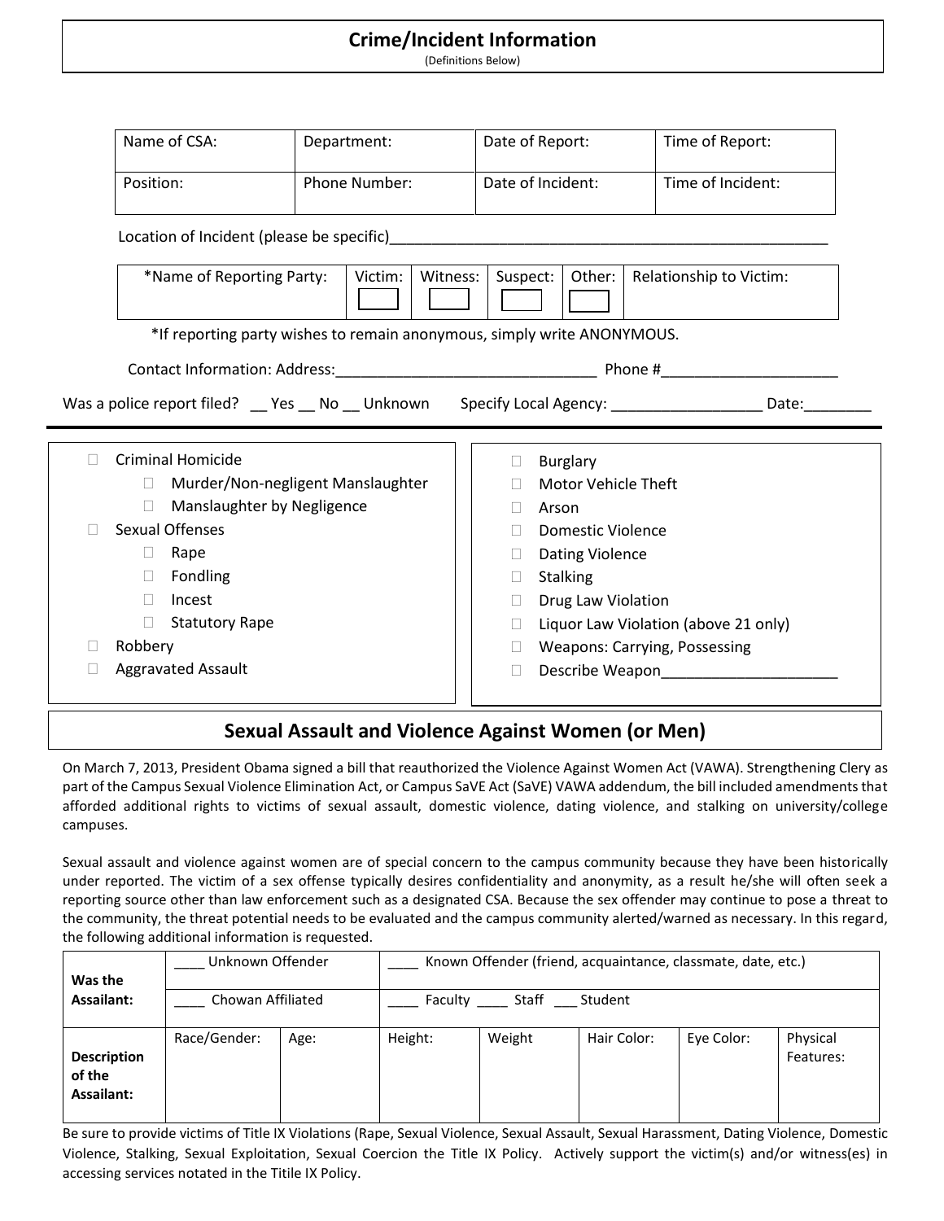## Crime/Incident Information

(Definitions Below)

| Name of CSA: | Department: | Date of Report: | Time of Report: |
|---|---|---|---|
| Position: | Phone Number: | Date of Incident: | Time of Incident: |

Location of Incident (please be specific)_______________________________________________________

| *Name of Reporting Party: | Victim: ☐ | Witness: ☐ | Suspect: ☐ | Other: ☐ | Relationship to Victim: |
|---|---|---|---|---|---|

*If reporting party wishes to remain anonymous, simply write ANONYMOUS.

Contact Information: Address:_______________________________ Phone #_____________________

Was a police report filed? __ Yes __ No __ Unknown Specify Local Agency: __________________ Date:________

---

- ☐ Criminal Homicide
  - ☐ Murder/Non-negligent Manslaughter
  - ☐ Manslaughter by Negligence
- ☐ Sexual Offenses
  - ☐ Rape
  - ☐ Fondling
  - ☐ Incest
  - ☐ Statutory Rape
- ☐ Robbery
- ☐ Aggravated Assault

- ☐ Burglary
- ☐ Motor Vehicle Theft
- ☐ Arson
- ☐ Domestic Violence
- ☐ Dating Violence
- ☐ Stalking
- ☐ Drug Law Violation
- ☐ Liquor Law Violation (above 21 only)
- ☐ Weapons: Carrying, Possessing
- ☐ Describe Weapon_____________________

## Sexual Assault and Violence Against Women (or Men)

On March 7, 2013, President Obama signed a bill that reauthorized the Violence Against Women Act (VAWA). Strengthening Clery as part of the Campus Sexual Violence Elimination Act, or Campus SaVE Act (SaVE) VAWA addendum, the bill included amendments that afforded additional rights to victims of sexual assault, domestic violence, dating violence, and stalking on university/college campuses.

Sexual assault and violence against women are of special concern to the campus community because they have been historically under reported. The victim of a sex offense typically desires confidentiality and anonymity, as a result he/she will often seek a reporting source other than law enforcement such as a designated CSA. Because the sex offender may continue to pose a threat to the community, the threat potential needs to be evaluated and the campus community alerted/warned as necessary. In this regard, the following additional information is requested.

| **Was the Assailant:** | ____ Unknown Offender | | ____ Known Offender (friend, acquaintance, classmate, date, etc.) | | | | |
|---|---|---|---|---|---|---|---|
| | ____ Chowan Affiliated | | ____ Faculty ____ Staff ___ Student | | | | |
| **Description of the Assailant:** | Race/Gender: | Age: | Height: | Weight | Hair Color: | Eye Color: | Physical Features: |

Be sure to provide victims of Title IX Violations (Rape, Sexual Violence, Sexual Assault, Sexual Harassment, Dating Violence, Domestic Violence, Stalking, Sexual Exploitation, Sexual Coercion the Title IX Policy. Actively support the victim(s) and/or witness(es) in accessing services notated in the Titile IX Policy.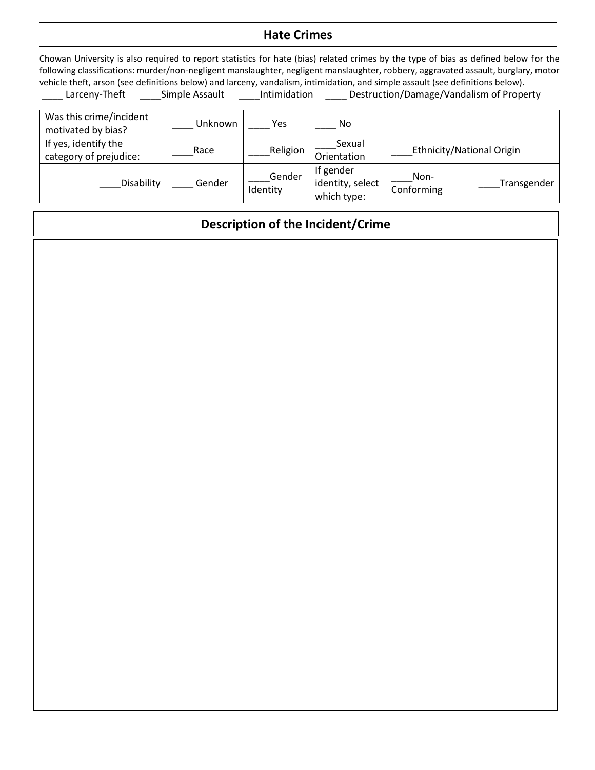## Hate Crimes

Chowan University is also required to report statistics for hate (bias) related crimes by the type of bias as defined below for the following classifications: murder/non-negligent manslaughter, negligent manslaughter, robbery, aggravated assault, burglary, motor vehicle theft, arson (see definitions below) and larceny, vandalism, intimidation, and simple assault (see definitions below).

____ Larceny-Theft ____Simple Assault ____Intimidation ____ Destruction/Damage/Vandalism of Property

| Was this crime/incident motivated by bias? | | ____ Unknown | ____ Yes | ____ No | | |
|---|---|---|---|---|---|---|
| If yes, identify the category of prejudice: | | ____Race | ____Religion | ____Sexual Orientation | ____Ethnicity/National Origin | |
| | ____Disability | ____ Gender | ____Gender Identity | If gender identity, select which type: | ____Non-Conforming | ____Transgender |

## Description of the Incident/Crime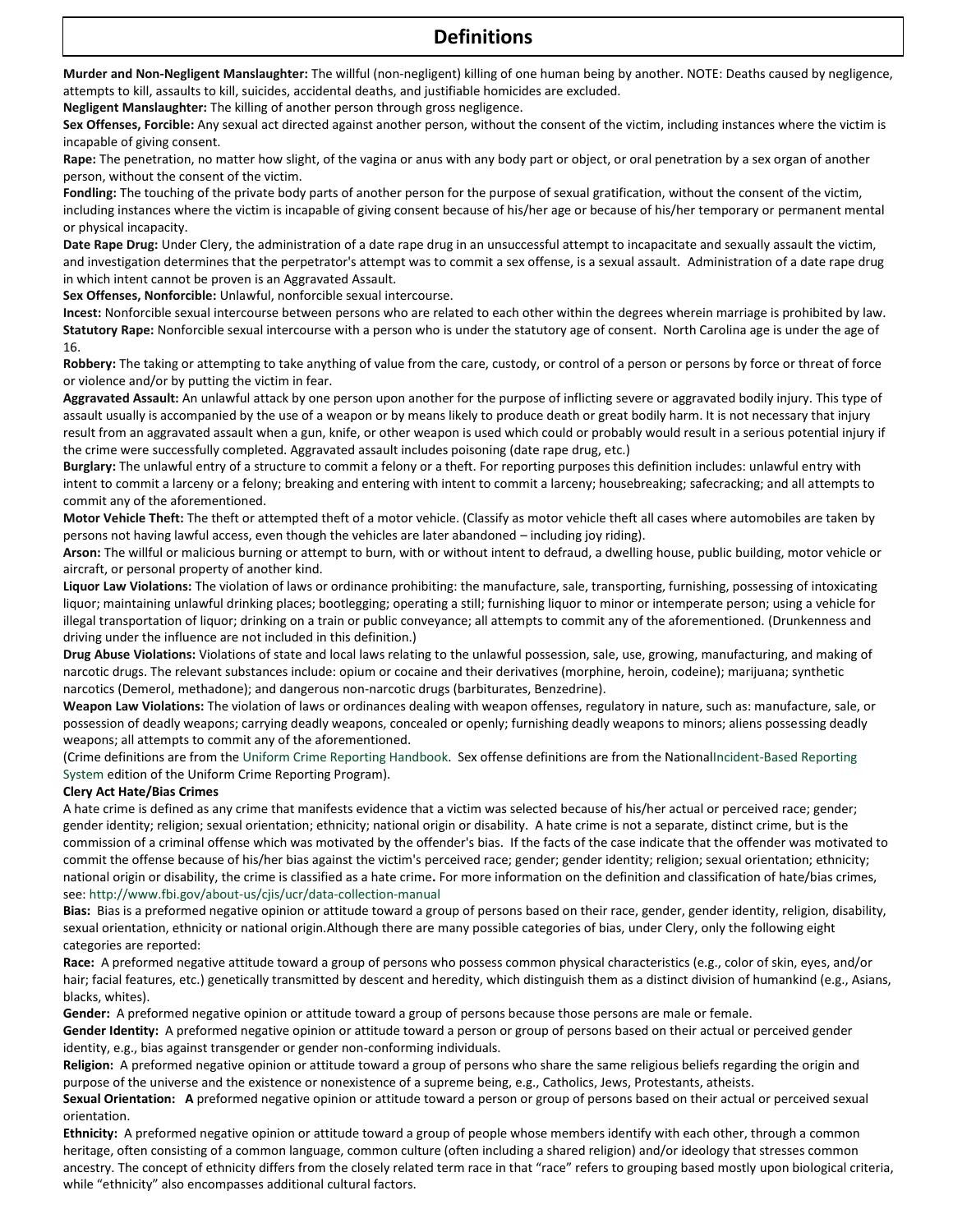# Definitions

**Murder and Non-Negligent Manslaughter:** The willful (non-negligent) killing of one human being by another. NOTE: Deaths caused by negligence, attempts to kill, assaults to kill, suicides, accidental deaths, and justifiable homicides are excluded.

**Negligent Manslaughter:** The killing of another person through gross negligence.

**Sex Offenses, Forcible:** Any sexual act directed against another person, without the consent of the victim, including instances where the victim is incapable of giving consent.

**Rape:** The penetration, no matter how slight, of the vagina or anus with any body part or object, or oral penetration by a sex organ of another person, without the consent of the victim.

**Fondling:** The touching of the private body parts of another person for the purpose of sexual gratification, without the consent of the victim, including instances where the victim is incapable of giving consent because of his/her age or because of his/her temporary or permanent mental or physical incapacity.

**Date Rape Drug:** Under Clery, the administration of a date rape drug in an unsuccessful attempt to incapacitate and sexually assault the victim, and investigation determines that the perpetrator's attempt was to commit a sex offense, is a sexual assault. Administration of a date rape drug in which intent cannot be proven is an Aggravated Assault.

**Sex Offenses, Nonforcible:** Unlawful, nonforcible sexual intercourse.

**Incest:** Nonforcible sexual intercourse between persons who are related to each other within the degrees wherein marriage is prohibited by law.

**Statutory Rape:** Nonforcible sexual intercourse with a person who is under the statutory age of consent. North Carolina age is under the age of 16.

**Robbery:** The taking or attempting to take anything of value from the care, custody, or control of a person or persons by force or threat of force or violence and/or by putting the victim in fear.

**Aggravated Assault:** An unlawful attack by one person upon another for the purpose of inflicting severe or aggravated bodily injury. This type of assault usually is accompanied by the use of a weapon or by means likely to produce death or great bodily harm. It is not necessary that injury result from an aggravated assault when a gun, knife, or other weapon is used which could or probably would result in a serious potential injury if the crime were successfully completed. Aggravated assault includes poisoning (date rape drug, etc.)

**Burglary:** The unlawful entry of a structure to commit a felony or a theft. For reporting purposes this definition includes: unlawful entry with intent to commit a larceny or a felony; breaking and entering with intent to commit a larceny; housebreaking; safecracking; and all attempts to commit any of the aforementioned.

**Motor Vehicle Theft:** The theft or attempted theft of a motor vehicle. (Classify as motor vehicle theft all cases where automobiles are taken by persons not having lawful access, even though the vehicles are later abandoned – including joy riding).

**Arson:** The willful or malicious burning or attempt to burn, with or without intent to defraud, a dwelling house, public building, motor vehicle or aircraft, or personal property of another kind.

**Liquor Law Violations:** The violation of laws or ordinance prohibiting: the manufacture, sale, transporting, furnishing, possessing of intoxicating liquor; maintaining unlawful drinking places; bootlegging; operating a still; furnishing liquor to minor or intemperate person; using a vehicle for illegal transportation of liquor; drinking on a train or public conveyance; all attempts to commit any of the aforementioned. (Drunkenness and driving under the influence are not included in this definition.)

**Drug Abuse Violations:** Violations of state and local laws relating to the unlawful possession, sale, use, growing, manufacturing, and making of narcotic drugs. The relevant substances include: opium or cocaine and their derivatives (morphine, heroin, codeine); marijuana; synthetic narcotics (Demerol, methadone); and dangerous non-narcotic drugs (barbiturates, Benzedrine).

**Weapon Law Violations:** The violation of laws or ordinances dealing with weapon offenses, regulatory in nature, such as: manufacture, sale, or possession of deadly weapons; carrying deadly weapons, concealed or openly; furnishing deadly weapons to minors; aliens possessing deadly weapons; all attempts to commit any of the aforementioned.

(Crime definitions are from the Uniform Crime Reporting Handbook. Sex offense definitions are from the NationalIncident-Based Reporting System edition of the Uniform Crime Reporting Program).

**Clery Act Hate/Bias Crimes**

A hate crime is defined as any crime that manifests evidence that a victim was selected because of his/her actual or perceived race; gender; gender identity; religion; sexual orientation; ethnicity; national origin or disability. A hate crime is not a separate, distinct crime, but is the commission of a criminal offense which was motivated by the offender's bias. If the facts of the case indicate that the offender was motivated to commit the offense because of his/her bias against the victim's perceived race; gender; gender identity; religion; sexual orientation; ethnicity; national origin or disability, the crime is classified as a hate crime**.** For more information on the definition and classification of hate/bias crimes, see: http://www.fbi.gov/about-us/cjis/ucr/data-collection-manual

**Bias:** Bias is a preformed negative opinion or attitude toward a group of persons based on their race, gender, gender identity, religion, disability, sexual orientation, ethnicity or national origin.Although there are many possible categories of bias, under Clery, only the following eight categories are reported:

**Race:** A preformed negative attitude toward a group of persons who possess common physical characteristics (e.g., color of skin, eyes, and/or hair; facial features, etc.) genetically transmitted by descent and heredity, which distinguish them as a distinct division of humankind (e.g., Asians, blacks, whites).

**Gender:** A preformed negative opinion or attitude toward a group of persons because those persons are male or female.

**Gender Identity:** A preformed negative opinion or attitude toward a person or group of persons based on their actual or perceived gender identity, e.g., bias against transgender or gender non-conforming individuals.

**Religion:** A preformed negative opinion or attitude toward a group of persons who share the same religious beliefs regarding the origin and purpose of the universe and the existence or nonexistence of a supreme being, e.g., Catholics, Jews, Protestants, atheists.

**Sexual Orientation: A** preformed negative opinion or attitude toward a person or group of persons based on their actual or perceived sexual orientation.

**Ethnicity:** A preformed negative opinion or attitude toward a group of people whose members identify with each other, through a common heritage, often consisting of a common language, common culture (often including a shared religion) and/or ideology that stresses common ancestry. The concept of ethnicity differs from the closely related term race in that "race" refers to grouping based mostly upon biological criteria, while "ethnicity" also encompasses additional cultural factors.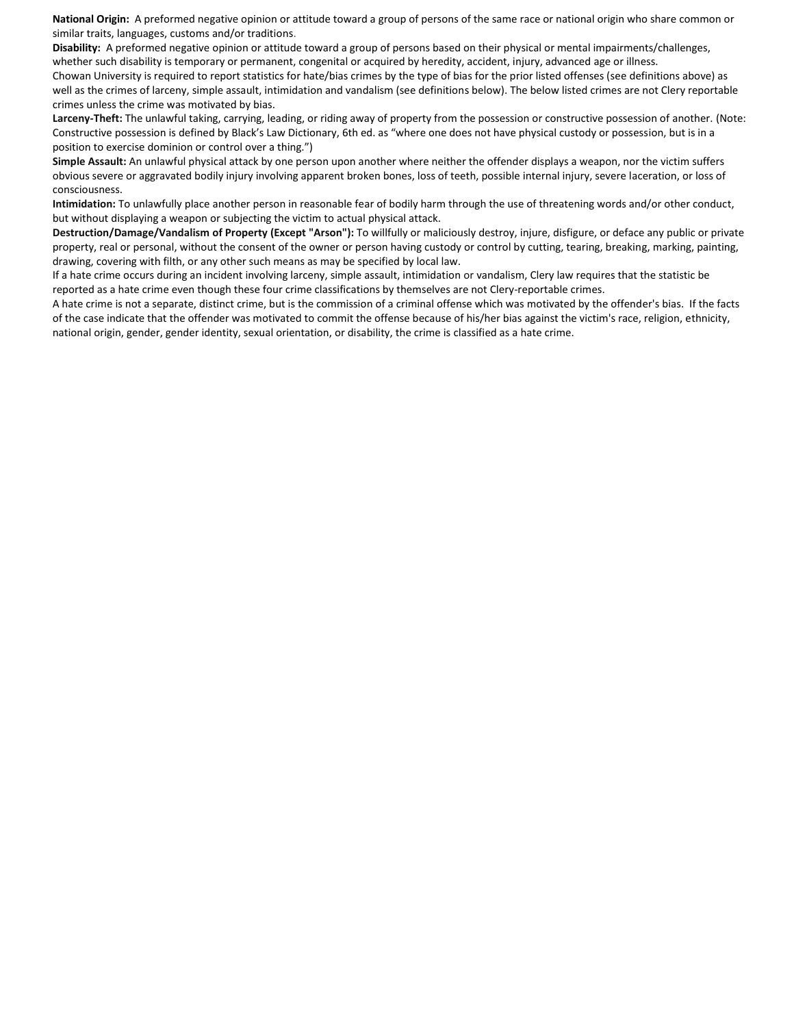**National Origin:** A preformed negative opinion or attitude toward a group of persons of the same race or national origin who share common or similar traits, languages, customs and/or traditions.

**Disability:** A preformed negative opinion or attitude toward a group of persons based on their physical or mental impairments/challenges, whether such disability is temporary or permanent, congenital or acquired by heredity, accident, injury, advanced age or illness.

Chowan University is required to report statistics for hate/bias crimes by the type of bias for the prior listed offenses (see definitions above) as well as the crimes of larceny, simple assault, intimidation and vandalism (see definitions below). The below listed crimes are not Clery reportable crimes unless the crime was motivated by bias.

**Larceny-Theft:** The unlawful taking, carrying, leading, or riding away of property from the possession or constructive possession of another. (Note: Constructive possession is defined by Black's Law Dictionary, 6th ed. as "where one does not have physical custody or possession, but is in a position to exercise dominion or control over a thing.")

**Simple Assault:** An unlawful physical attack by one person upon another where neither the offender displays a weapon, nor the victim suffers obvious severe or aggravated bodily injury involving apparent broken bones, loss of teeth, possible internal injury, severe laceration, or loss of consciousness.

**Intimidation:** To unlawfully place another person in reasonable fear of bodily harm through the use of threatening words and/or other conduct, but without displaying a weapon or subjecting the victim to actual physical attack.

**Destruction/Damage/Vandalism of Property (Except "Arson"):** To willfully or maliciously destroy, injure, disfigure, or deface any public or private property, real or personal, without the consent of the owner or person having custody or control by cutting, tearing, breaking, marking, painting, drawing, covering with filth, or any other such means as may be specified by local law.

If a hate crime occurs during an incident involving larceny, simple assault, intimidation or vandalism, Clery law requires that the statistic be reported as a hate crime even though these four crime classifications by themselves are not Clery-reportable crimes.

A hate crime is not a separate, distinct crime, but is the commission of a criminal offense which was motivated by the offender's bias. If the facts of the case indicate that the offender was motivated to commit the offense because of his/her bias against the victim's race, religion, ethnicity, national origin, gender, gender identity, sexual orientation, or disability, the crime is classified as a hate crime.